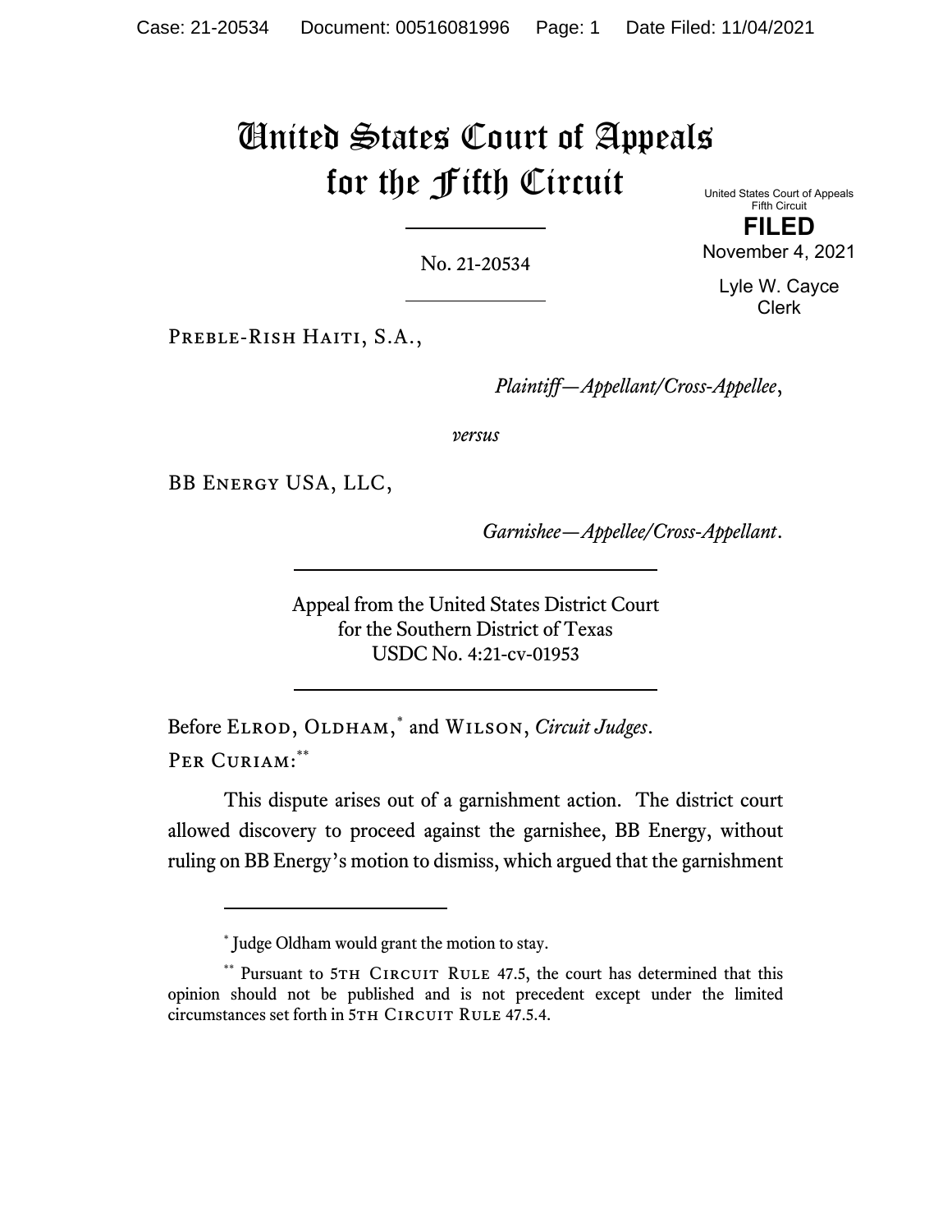# United States Court of Appeals for the Fifth Circuit

United States Court of Appeals
Fifth Circuit

**FILED**

November 4, 2021

Lyle W. Cayce
Clerk

---

No. 21-20534

---

Preble-Rish Haiti, S.A.,

*Plaintiff—Appellant/Cross-Appellee*,

*versus*

BB Energy USA, LLC,

*Garnishee—Appellee/Cross-Appellant*.

---

Appeal from the United States District Court
for the Southern District of Texas
USDC No. 4:21-cv-01953

---

Before Elrod, Oldham,[*] and Wilson, *Circuit Judges*.

Per Curiam:[**]

This dispute arises out of a garnishment action. The district court allowed discovery to proceed against the garnishee, BB Energy, without ruling on BB Energy's motion to dismiss, which argued that the garnishment

---

[*] Judge Oldham would grant the motion to stay.

[**] Pursuant to 5th Circuit Rule 47.5, the court has determined that this opinion should not be published and is not precedent except under the limited circumstances set forth in 5th Circuit Rule 47.5.4.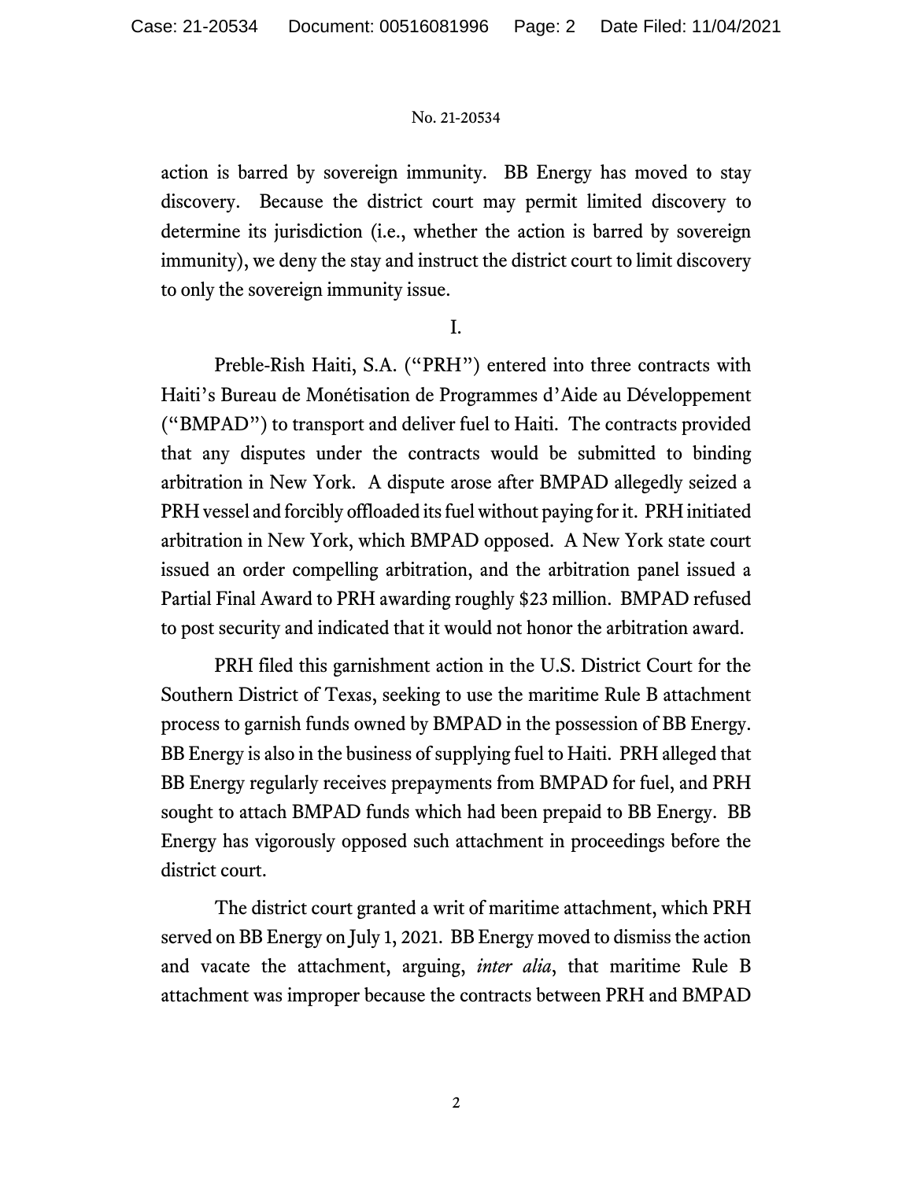action is barred by sovereign immunity. BB Energy has moved to stay discovery. Because the district court may permit limited discovery to determine its jurisdiction (i.e., whether the action is barred by sovereign immunity), we deny the stay and instruct the district court to limit discovery to only the sovereign immunity issue.

I.

Preble-Rish Haiti, S.A. ("PRH") entered into three contracts with Haiti's Bureau de Monétisation de Programmes d'Aide au Développement ("BMPAD") to transport and deliver fuel to Haiti. The contracts provided that any disputes under the contracts would be submitted to binding arbitration in New York. A dispute arose after BMPAD allegedly seized a PRH vessel and forcibly offloaded its fuel without paying for it. PRH initiated arbitration in New York, which BMPAD opposed. A New York state court issued an order compelling arbitration, and the arbitration panel issued a Partial Final Award to PRH awarding roughly $23 million. BMPAD refused to post security and indicated that it would not honor the arbitration award.

PRH filed this garnishment action in the U.S. District Court for the Southern District of Texas, seeking to use the maritime Rule B attachment process to garnish funds owned by BMPAD in the possession of BB Energy. BB Energy is also in the business of supplying fuel to Haiti. PRH alleged that BB Energy regularly receives prepayments from BMPAD for fuel, and PRH sought to attach BMPAD funds which had been prepaid to BB Energy. BB Energy has vigorously opposed such attachment in proceedings before the district court.

The district court granted a writ of maritime attachment, which PRH served on BB Energy on July 1, 2021. BB Energy moved to dismiss the action and vacate the attachment, arguing, *inter alia*, that maritime Rule B attachment was improper because the contracts between PRH and BMPAD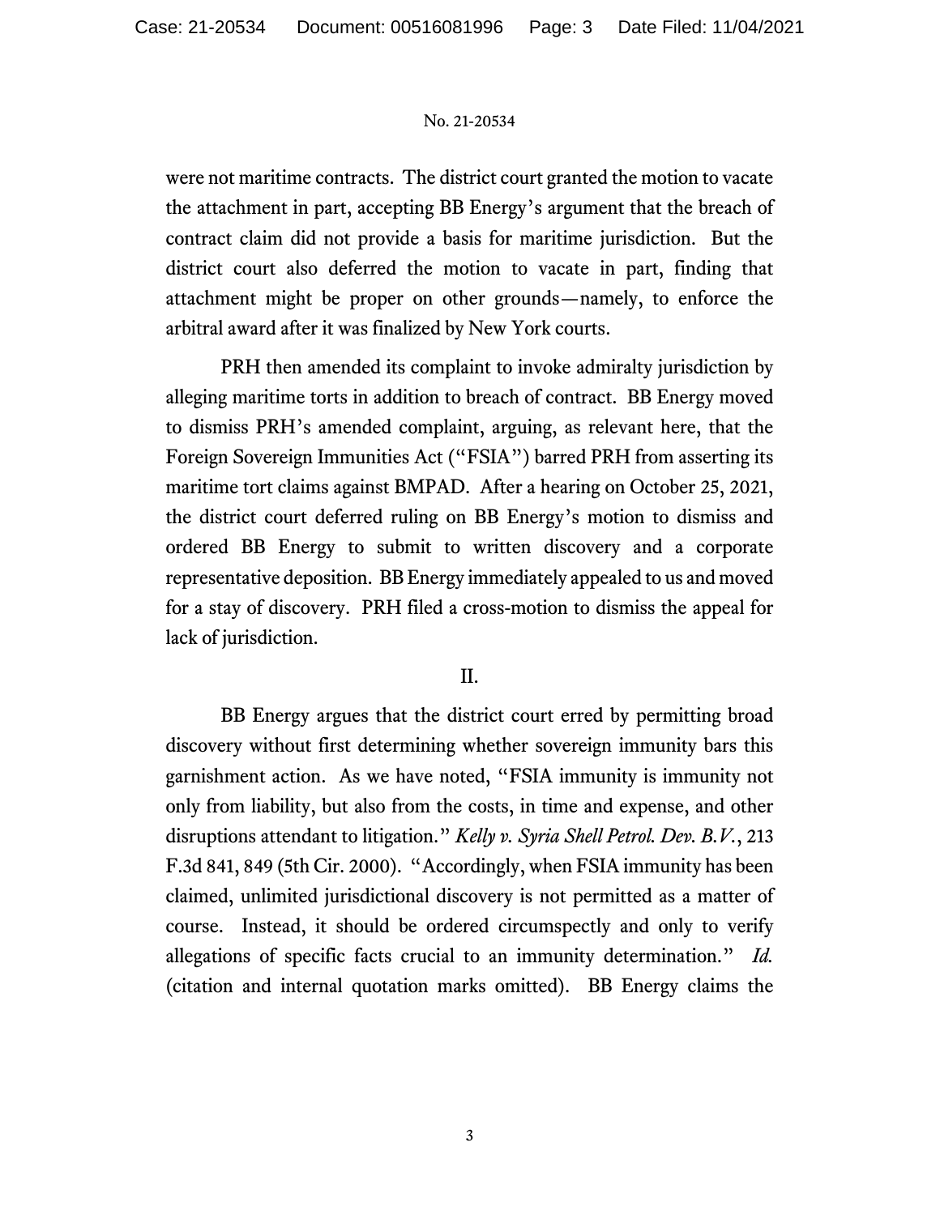were not maritime contracts. The district court granted the motion to vacate the attachment in part, accepting BB Energy's argument that the breach of contract claim did not provide a basis for maritime jurisdiction. But the district court also deferred the motion to vacate in part, finding that attachment might be proper on other grounds—namely, to enforce the arbitral award after it was finalized by New York courts.

PRH then amended its complaint to invoke admiralty jurisdiction by alleging maritime torts in addition to breach of contract. BB Energy moved to dismiss PRH's amended complaint, arguing, as relevant here, that the Foreign Sovereign Immunities Act ("FSIA") barred PRH from asserting its maritime tort claims against BMPAD. After a hearing on October 25, 2021, the district court deferred ruling on BB Energy's motion to dismiss and ordered BB Energy to submit to written discovery and a corporate representative deposition. BB Energy immediately appealed to us and moved for a stay of discovery. PRH filed a cross-motion to dismiss the appeal for lack of jurisdiction.

## II.

BB Energy argues that the district court erred by permitting broad discovery without first determining whether sovereign immunity bars this garnishment action. As we have noted, "FSIA immunity is immunity not only from liability, but also from the costs, in time and expense, and other disruptions attendant to litigation." *Kelly v. Syria Shell Petrol. Dev. B.V.*, 213 F.3d 841, 849 (5th Cir. 2000). "Accordingly, when FSIA immunity has been claimed, unlimited jurisdictional discovery is not permitted as a matter of course. Instead, it should be ordered circumspectly and only to verify allegations of specific facts crucial to an immunity determination." *Id.* (citation and internal quotation marks omitted). BB Energy claims the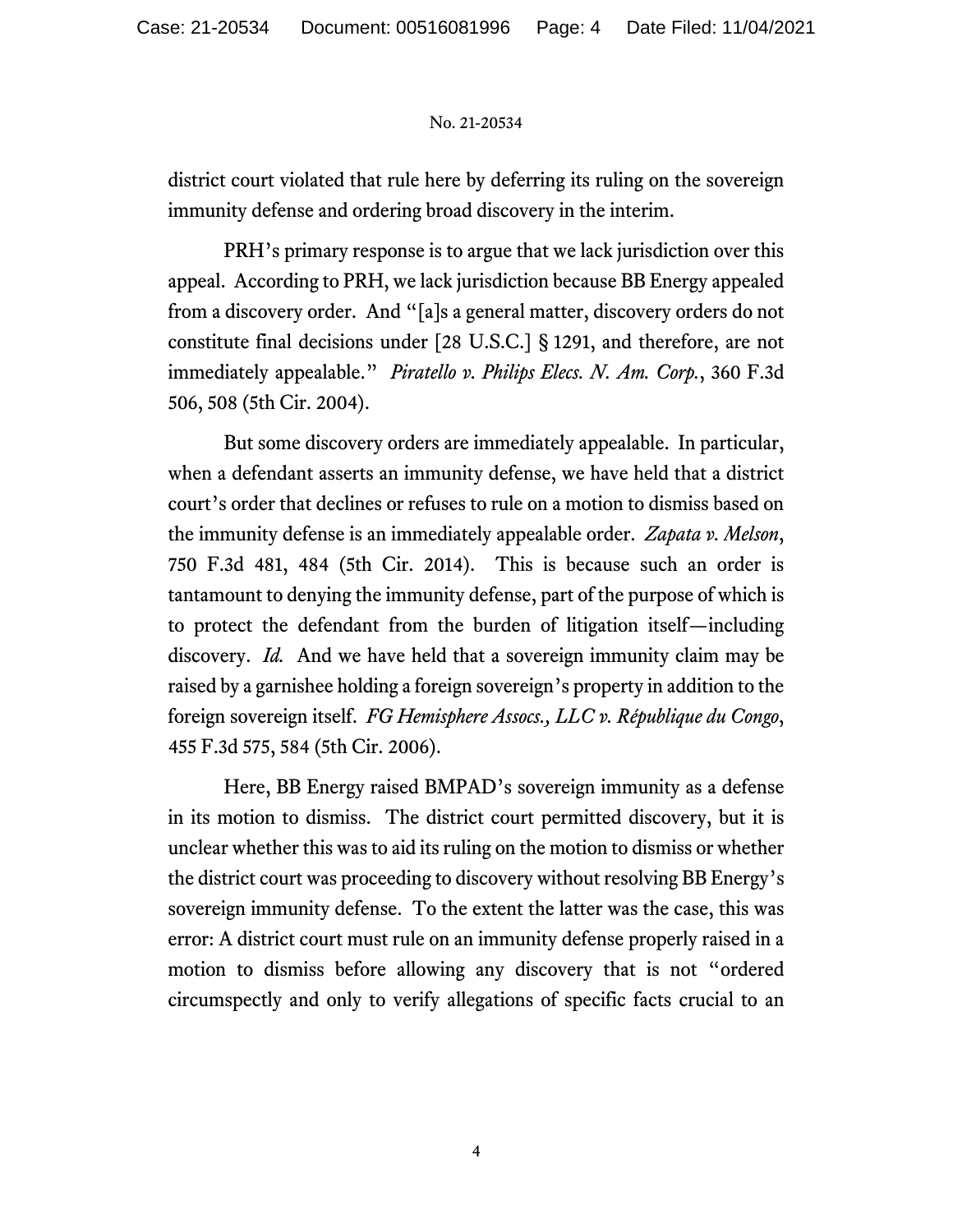district court violated that rule here by deferring its ruling on the sovereign immunity defense and ordering broad discovery in the interim.

PRH's primary response is to argue that we lack jurisdiction over this appeal. According to PRH, we lack jurisdiction because BB Energy appealed from a discovery order. And "[a]s a general matter, discovery orders do not constitute final decisions under [28 U.S.C.] § 1291, and therefore, are not immediately appealable." *Piratello v. Philips Elecs. N. Am. Corp.*, 360 F.3d 506, 508 (5th Cir. 2004).

But some discovery orders are immediately appealable. In particular, when a defendant asserts an immunity defense, we have held that a district court's order that declines or refuses to rule on a motion to dismiss based on the immunity defense is an immediately appealable order. *Zapata v. Melson*, 750 F.3d 481, 484 (5th Cir. 2014). This is because such an order is tantamount to denying the immunity defense, part of the purpose of which is to protect the defendant from the burden of litigation itself—including discovery. *Id.* And we have held that a sovereign immunity claim may be raised by a garnishee holding a foreign sovereign's property in addition to the foreign sovereign itself. *FG Hemisphere Assocs., LLC v. République du Congo*, 455 F.3d 575, 584 (5th Cir. 2006).

Here, BB Energy raised BMPAD's sovereign immunity as a defense in its motion to dismiss. The district court permitted discovery, but it is unclear whether this was to aid its ruling on the motion to dismiss or whether the district court was proceeding to discovery without resolving BB Energy's sovereign immunity defense. To the extent the latter was the case, this was error: A district court must rule on an immunity defense properly raised in a motion to dismiss before allowing any discovery that is not "ordered circumspectly and only to verify allegations of specific facts crucial to an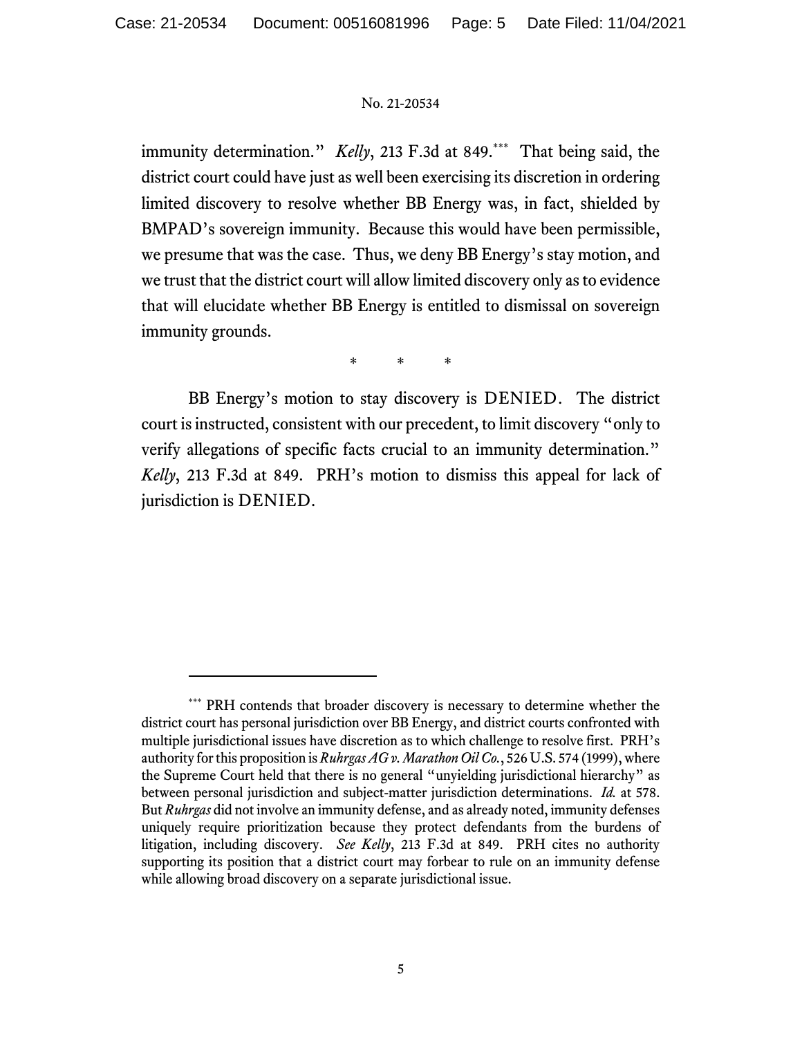immunity determination." *Kelly*, 213 F.3d at 849.[***] That being said, the district court could have just as well been exercising its discretion in ordering limited discovery to resolve whether BB Energy was, in fact, shielded by BMPAD's sovereign immunity. Because this would have been permissible, we presume that was the case. Thus, we deny BB Energy's stay motion, and we trust that the district court will allow limited discovery only as to evidence that will elucidate whether BB Energy is entitled to dismissal on sovereign immunity grounds.

\* \* \*

BB Energy's motion to stay discovery is DENIED. The district court is instructed, consistent with our precedent, to limit discovery "only to verify allegations of specific facts crucial to an immunity determination." *Kelly*, 213 F.3d at 849. PRH's motion to dismiss this appeal for lack of jurisdiction is DENIED.

---

[***] PRH contends that broader discovery is necessary to determine whether the district court has personal jurisdiction over BB Energy, and district courts confronted with multiple jurisdictional issues have discretion as to which challenge to resolve first. PRH's authority for this proposition is *Ruhrgas AG v. Marathon Oil Co.*, 526 U.S. 574 (1999), where the Supreme Court held that there is no general "unyielding jurisdictional hierarchy" as between personal jurisdiction and subject-matter jurisdiction determinations. *Id.* at 578. But *Ruhrgas* did not involve an immunity defense, and as already noted, immunity defenses uniquely require prioritization because they protect defendants from the burdens of litigation, including discovery. *See Kelly*, 213 F.3d at 849. PRH cites no authority supporting its position that a district court may forbear to rule on an immunity defense while allowing broad discovery on a separate jurisdictional issue.